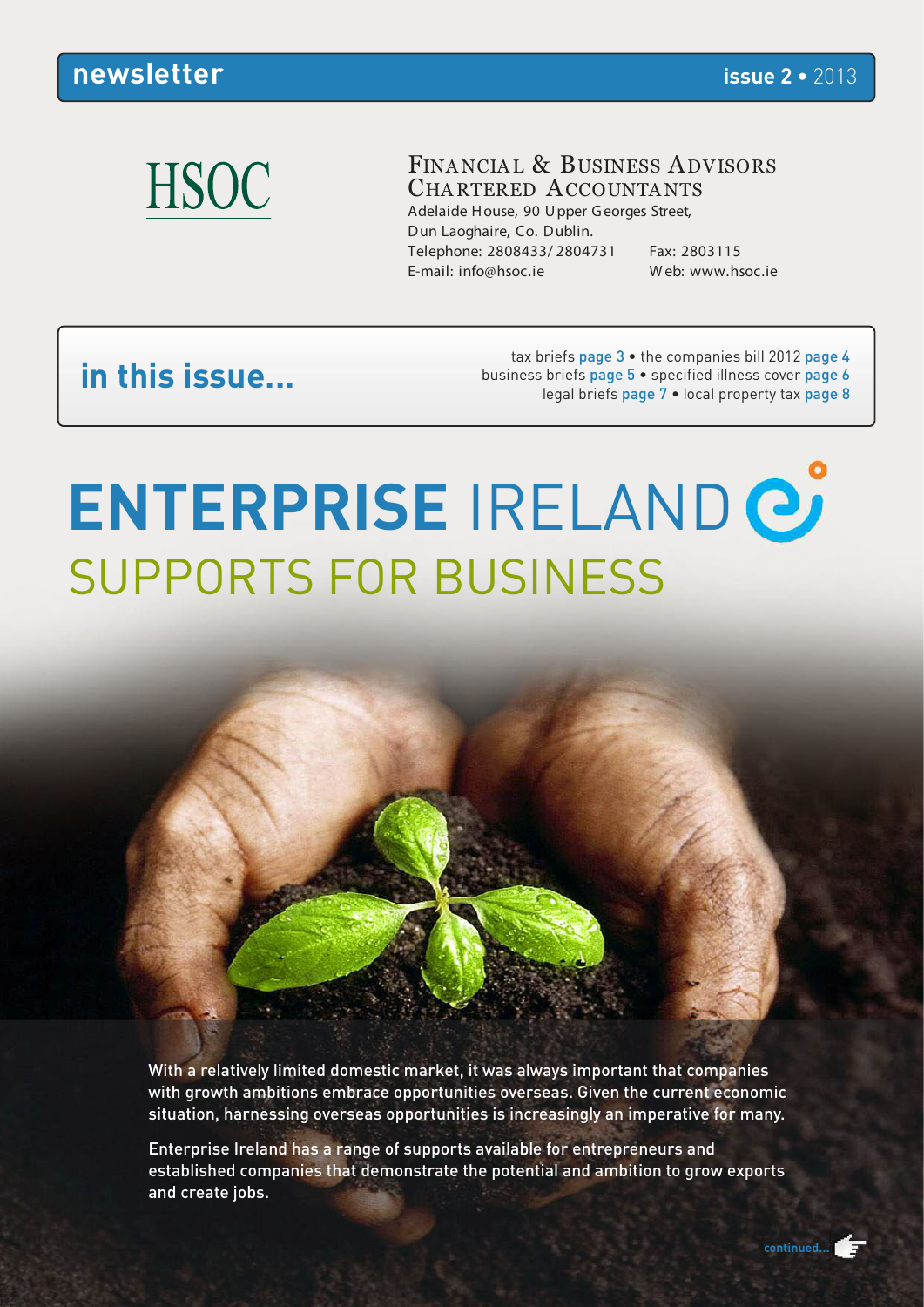newsletter **issue 2** • 2013

HSOC

FINANCIAL & BUSINESS ADVISORS
CHARTERED ACCOUNTANTS

Adelaide House, 90 Upper Georges Street,
Dun Laoghaire, Co. Dublin.
Telephone: 2808433/ 2804731 Fax: 2803115
E-mail: info@hsoc.ie Web: www.hsoc.ie

## in this issue...

tax briefs page 3 • the companies bill 2012 page 4
business briefs page 5 • specified illness cover page 6
legal briefs page 7 • local property tax page 8

# ENTERPRISE IRELAND

## SUPPORTS FOR BUSINESS

With a relatively limited domestic market, it was always important that companies with growth ambitions embrace opportunities overseas. Given the current economic situation, harnessing overseas opportunities is increasingly an imperative for many.

Enterprise Ireland has a range of supports available for entrepreneurs and established companies that demonstrate the potential and ambition to grow exports and create jobs.

continued...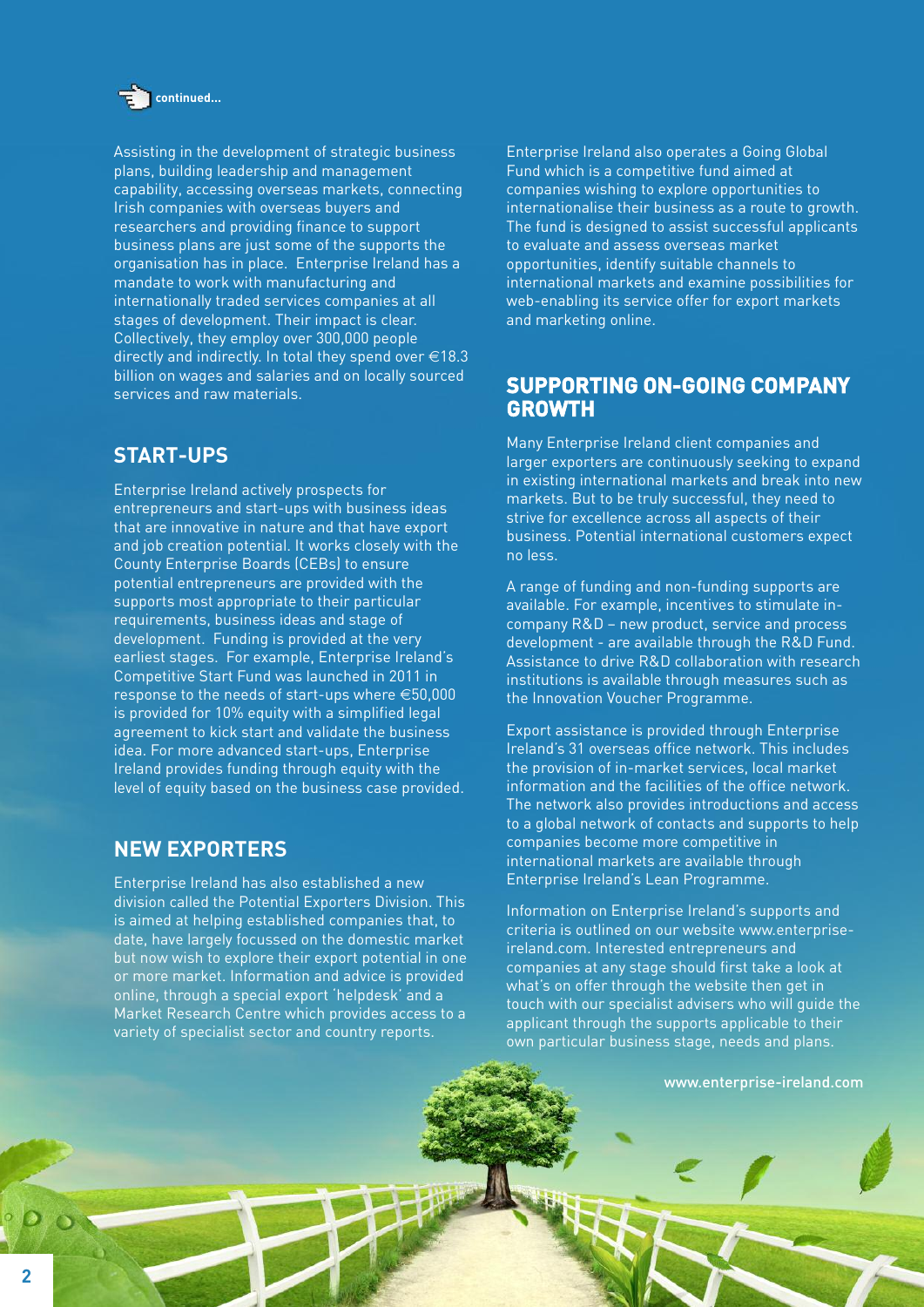continued...

Assisting in the development of strategic business plans, building leadership and management capability, accessing overseas markets, connecting Irish companies with overseas buyers and researchers and providing finance to support business plans are just some of the supports the organisation has in place. Enterprise Ireland has a mandate to work with manufacturing and internationally traded services companies at all stages of development. Their impact is clear. Collectively, they employ over 300,000 people directly and indirectly. In total they spend over €18.3 billion on wages and salaries and on locally sourced services and raw materials.

## START-UPS

Enterprise Ireland actively prospects for entrepreneurs and start-ups with business ideas that are innovative in nature and that have export and job creation potential. It works closely with the County Enterprise Boards (CEBs) to ensure potential entrepreneurs are provided with the supports most appropriate to their particular requirements, business ideas and stage of development. Funding is provided at the very earliest stages. For example, Enterprise Ireland's Competitive Start Fund was launched in 2011 in response to the needs of start-ups where €50,000 is provided for 10% equity with a simplified legal agreement to kick start and validate the business idea. For more advanced start-ups, Enterprise Ireland provides funding through equity with the level of equity based on the business case provided.

## NEW EXPORTERS

Enterprise Ireland has also established a new division called the Potential Exporters Division. This is aimed at helping established companies that, to date, have largely focussed on the domestic market but now wish to explore their export potential in one or more market. Information and advice is provided online, through a special export 'helpdesk' and a Market Research Centre which provides access to a variety of specialist sector and country reports.

Enterprise Ireland also operates a Going Global Fund which is a competitive fund aimed at companies wishing to explore opportunities to internationalise their business as a route to growth. The fund is designed to assist successful applicants to evaluate and assess overseas market opportunities, identify suitable channels to international markets and examine possibilities for web-enabling its service offer for export markets and marketing online.

## SUPPORTING ON-GOING COMPANY GROWTH

Many Enterprise Ireland client companies and larger exporters are continuously seeking to expand in existing international markets and break into new markets. But to be truly successful, they need to strive for excellence across all aspects of their business. Potential international customers expect no less.

A range of funding and non-funding supports are available. For example, incentives to stimulate in-company R&D – new product, service and process development - are available through the R&D Fund. Assistance to drive R&D collaboration with research institutions is available through measures such as the Innovation Voucher Programme.

Export assistance is provided through Enterprise Ireland's 31 overseas office network. This includes the provision of in-market services, local market information and the facilities of the office network. The network also provides introductions and access to a global network of contacts and supports to help companies become more competitive in international markets are available through Enterprise Ireland's Lean Programme.

Information on Enterprise Ireland's supports and criteria is outlined on our website www.enterprise-ireland.com. Interested entrepreneurs and companies at any stage should first take a look at what's on offer through the website then get in touch with our specialist advisers who will guide the applicant through the supports applicable to their own particular business stage, needs and plans.

www.enterprise-ireland.com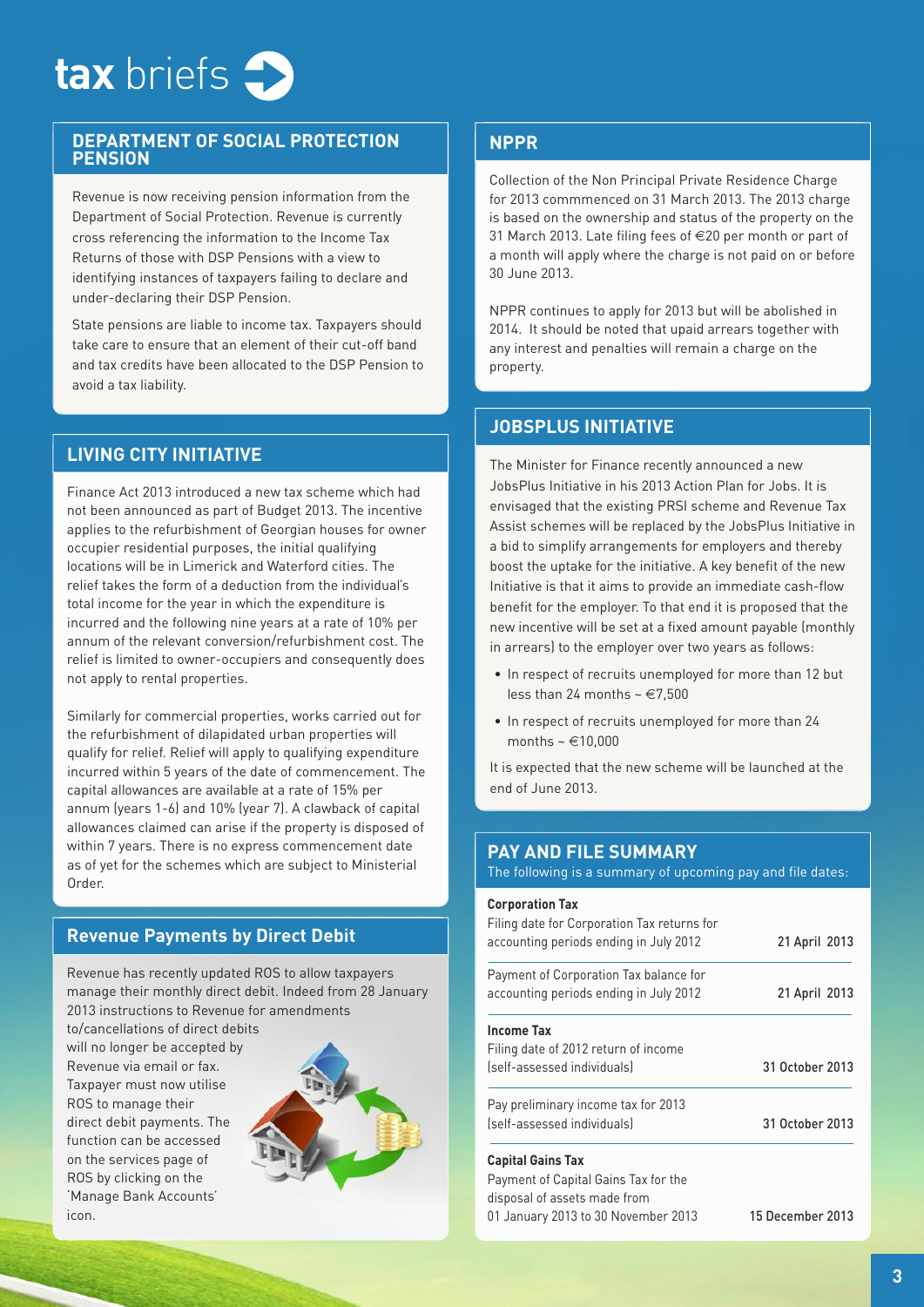# tax briefs

## DEPARTMENT OF SOCIAL PROTECTION PENSION

Revenue is now receiving pension information from the Department of Social Protection. Revenue is currently cross referencing the information to the Income Tax Returns of those with DSP Pensions with a view to identifying instances of taxpayers failing to declare and under-declaring their DSP Pension.

State pensions are liable to income tax. Taxpayers should take care to ensure that an element of their cut-off band and tax credits have been allocated to the DSP Pension to avoid a tax liability.

## LIVING CITY INITIATIVE

Finance Act 2013 introduced a new tax scheme which had not been announced as part of Budget 2013. The incentive applies to the refurbishment of Georgian houses for owner occupier residential purposes, the initial qualifying locations will be in Limerick and Waterford cities. The relief takes the form of a deduction from the individual's total income for the year in which the expenditure is incurred and the following nine years at a rate of 10% per annum of the relevant conversion/refurbishment cost. The relief is limited to owner-occupiers and consequently does not apply to rental properties.

Similarly for commercial properties, works carried out for the refurbishment of dilapidated urban properties will qualify for relief. Relief will apply to qualifying expenditure incurred within 5 years of the date of commencement. The capital allowances are available at a rate of 15% per annum (years 1-6) and 10% (year 7). A clawback of capital allowances claimed can arise if the property is disposed of within 7 years. There is no express commencement date as of yet for the schemes which are subject to Ministerial Order.

## Revenue Payments by Direct Debit

Revenue has recently updated ROS to allow taxpayers manage their monthly direct debit. Indeed from 28 January 2013 instructions to Revenue for amendments to/cancellations of direct debits will no longer be accepted by Revenue via email or fax. Taxpayer must now utilise ROS to manage their direct debit payments. The function can be accessed on the services page of ROS by clicking on the 'Manage Bank Accounts' icon.

## NPPR

Collection of the Non Principal Private Residence Charge for 2013 commmenced on 31 March 2013. The 2013 charge is based on the ownership and status of the property on the 31 March 2013. Late filing fees of €20 per month or part of a month will apply where the charge is not paid on or before 30 June 2013.

NPPR continues to apply for 2013 but will be abolished in 2014. It should be noted that upaid arrears together with any interest and penalties will remain a charge on the property.

## JOBSPLUS INITIATIVE

The Minister for Finance recently announced a new JobsPlus Initiative in his 2013 Action Plan for Jobs. It is envisaged that the existing PRSI scheme and Revenue Tax Assist schemes will be replaced by the JobsPlus Initiative in a bid to simplify arrangements for employers and thereby boost the uptake for the initiative. A key benefit of the new Initiative is that it aims to provide an immediate cash-flow benefit for the employer. To that end it is proposed that the new incentive will be set at a fixed amount payable (monthly in arrears) to the employer over two years as follows:

- In respect of recruits unemployed for more than 12 but less than 24 months ~ €7,500
- In respect of recruits unemployed for more than 24 months ~ €10,000

It is expected that the new scheme will be launched at the end of June 2013.

## PAY AND FILE SUMMARY

The following is a summary of upcoming pay and file dates:

**Corporation Tax**

| | |
|---|---|
| Filing date for Corporation Tax returns for accounting periods ending in July 2012 | 21 April 2013 |
| Payment of Corporation Tax balance for accounting periods ending in July 2012 | 21 April 2013 |

**Income Tax**

| | |
|---|---|
| Filing date of 2012 return of income (self-assessed individuals) | 31 October 2013 |
| Pay preliminary income tax for 2013 (self-assessed individuals) | 31 October 2013 |

**Capital Gains Tax**

| | |
|---|---|
| Payment of Capital Gains Tax for the disposal of assets made from 01 January 2013 to 30 November 2013 | 15 December 2013 |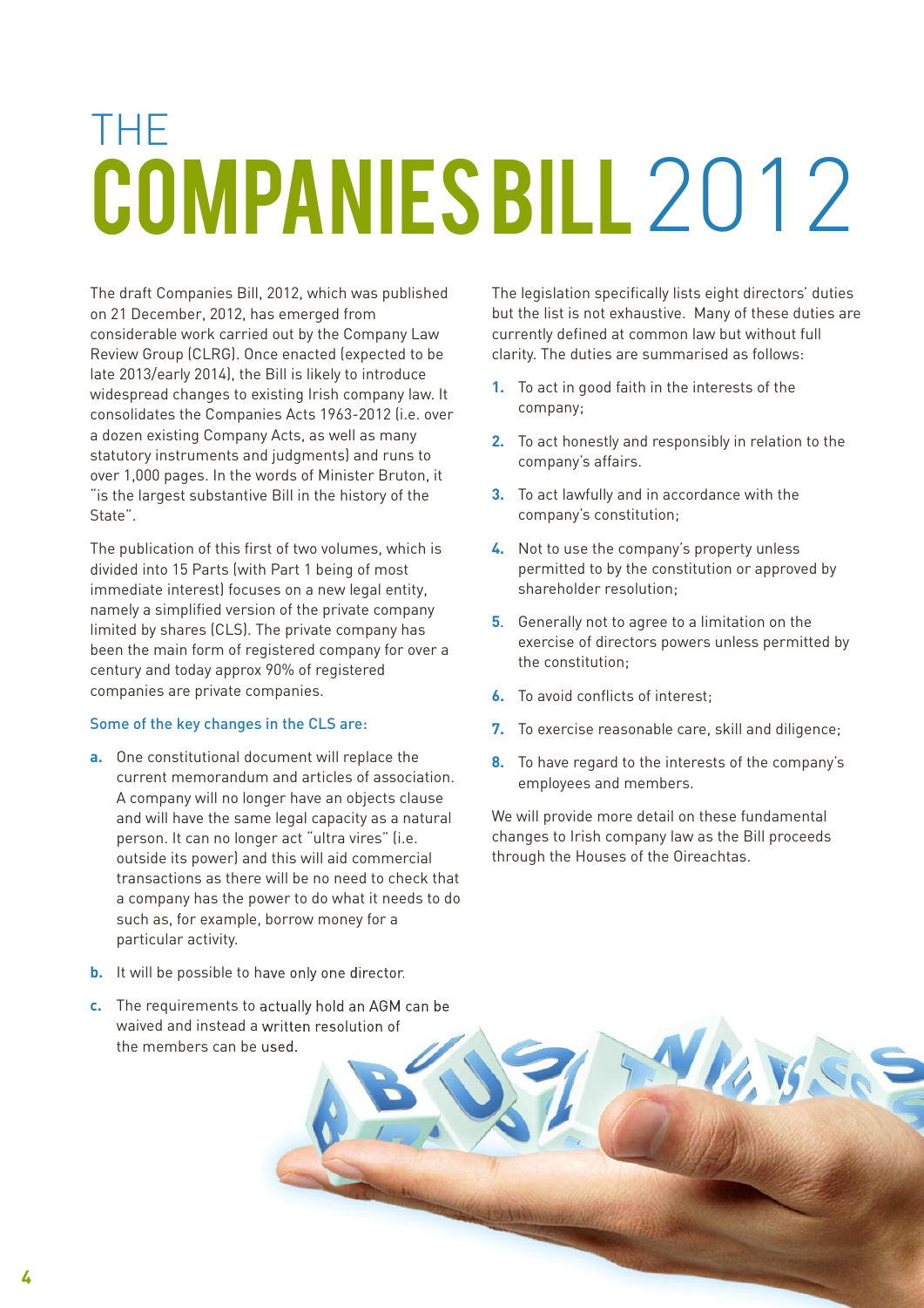# THE COMPANIES BILL 2012

The draft Companies Bill, 2012, which was published on 21 December, 2012, has emerged from considerable work carried out by the Company Law Review Group (CLRG). Once enacted (expected to be late 2013/early 2014), the Bill is likely to introduce widespread changes to existing Irish company law. It consolidates the Companies Acts 1963-2012 (i.e. over a dozen existing Company Acts, as well as many statutory instruments and judgments) and runs to over 1,000 pages. In the words of Minister Bruton, it "is the largest substantive Bill in the history of the State".

The publication of this first of two volumes, which is divided into 15 Parts (with Part 1 being of most immediate interest) focuses on a new legal entity, namely a simplified version of the private company limited by shares (CLS). The private company has been the main form of registered company for over a century and today approx 90% of registered companies are private companies.

### Some of the key changes in the CLS are:

- **a.** One constitutional document will replace the current memorandum and articles of association. A company will no longer have an objects clause and will have the same legal capacity as a natural person. It can no longer act "ultra vires" (i.e. outside its power) and this will aid commercial transactions as there will be no need to check that a company has the power to do what it needs to do such as, for example, borrow money for a particular activity.
- **b.** It will be possible to have only one director.
- **c.** The requirements to actually hold an AGM can be waived and instead a written resolution of the members can be used.

The legislation specifically lists eight directors' duties but the list is not exhaustive. Many of these duties are currently defined at common law but without full clarity. The duties are summarised as follows:

1. To act in good faith in the interests of the company;
2. To act honestly and responsibly in relation to the company's affairs.
3. To act lawfully and in accordance with the company's constitution;
4. Not to use the company's property unless permitted to by the constitution or approved by shareholder resolution;
5. Generally not to agree to a limitation on the exercise of directors powers unless permitted by the constitution;
6. To avoid conflicts of interest;
7. To exercise reasonable care, skill and diligence;
8. To have regard to the interests of the company's employees and members.

We will provide more detail on these fundamental changes to Irish company law as the Bill proceeds through the Houses of the Oireachtas.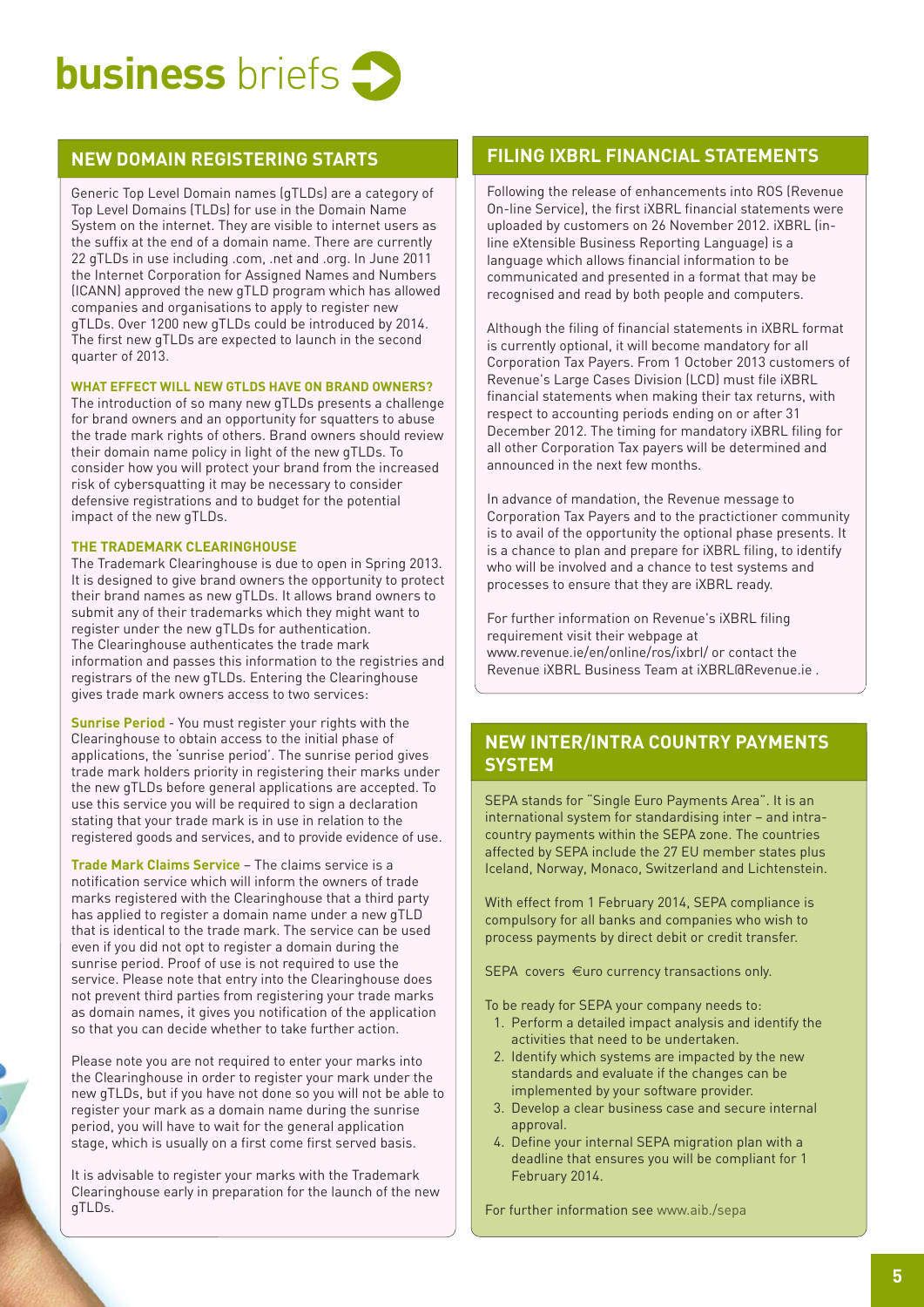# **business** briefs

## NEW DOMAIN REGISTERING STARTS

Generic Top Level Domain names (gTLDs) are a category of Top Level Domains (TLDs) for use in the Domain Name System on the internet. They are visible to internet users as the suffix at the end of a domain name. There are currently 22 gTLDs in use including .com, .net and .org. In June 2011 the Internet Corporation for Assigned Names and Numbers (ICANN) approved the new gTLD program which has allowed companies and organisations to apply to register new gTLDs. Over 1200 new gTLDs could be introduced by 2014. The first new gTLDs are expected to launch in the second quarter of 2013.

### WHAT EFFECT WILL NEW GTLDS HAVE ON BRAND OWNERS?

The introduction of so many new gTLDs presents a challenge for brand owners and an opportunity for squatters to abuse the trade mark rights of others. Brand owners should review their domain name policy in light of the new gTLDs. To consider how you will protect your brand from the increased risk of cybersquatting it may be necessary to consider defensive registrations and to budget for the potential impact of the new gTLDs.

### THE TRADEMARK CLEARINGHOUSE

The Trademark Clearinghouse is due to open in Spring 2013. It is designed to give brand owners the opportunity to protect their brand names as new gTLDs. It allows brand owners to submit any of their trademarks which they might want to register under the new gTLDs for authentication. The Clearinghouse authenticates the trade mark information and passes this information to the registries and registrars of the new gTLDs. Entering the Clearinghouse gives trade mark owners access to two services:

**Sunrise Period** - You must register your rights with the Clearinghouse to obtain access to the initial phase of applications, the 'sunrise period'. The sunrise period gives trade mark holders priority in registering their marks under the new gTLDs before general applications are accepted. To use this service you will be required to sign a declaration stating that your trade mark is in use in relation to the registered goods and services, and to provide evidence of use.

**Trade Mark Claims Service** – The claims service is a notification service which will inform the owners of trade marks registered with the Clearinghouse that a third party has applied to register a domain name under a new gTLD that is identical to the trade mark. The service can be used even if you did not opt to register a domain during the sunrise period. Proof of use is not required to use the service. Please note that entry into the Clearinghouse does not prevent third parties from registering your trade marks as domain names, it gives you notification of the application so that you can decide whether to take further action.

Please note you are not required to enter your marks into the Clearinghouse in order to register your mark under the new gTLDs, but if you have not done so you will not be able to register your mark as a domain name during the sunrise period, you will have to wait for the general application stage, which is usually on a first come first served basis.

It is advisable to register your marks with the Trademark Clearinghouse early in preparation for the launch of the new gTLDs.

## FILING IXBRL FINANCIAL STATEMENTS

Following the release of enhancements into ROS (Revenue On-line Service), the first iXBRL financial statements were uploaded by customers on 26 November 2012. iXBRL (in-line eXtensible Business Reporting Language) is a language which allows financial information to be communicated and presented in a format that may be recognised and read by both people and computers.

Although the filing of financial statements in iXBRL format is currently optional, it will become mandatory for all Corporation Tax Payers. From 1 October 2013 customers of Revenue's Large Cases Division (LCD) must file iXBRL financial statements when making their tax returns, with respect to accounting periods ending on or after 31 December 2012. The timing for mandatory iXBRL filing for all other Corporation Tax payers will be determined and announced in the next few months.

In advance of mandation, the Revenue message to Corporation Tax Payers and to the practictioner community is to avail of the opportunity the optional phase presents. It is a chance to plan and prepare for iXBRL filing, to identify who will be involved and a chance to test systems and processes to ensure that they are iXBRL ready.

For further information on Revenue's iXBRL filing requirement visit their webpage at www.revenue.ie/en/online/ros/ixbrl/ or contact the Revenue iXBRL Business Team at iXBRL@Revenue.ie .

## NEW INTER/INTRA COUNTRY PAYMENTS SYSTEM

SEPA stands for "Single Euro Payments Area". It is an international system for standardising inter – and intra-country payments within the SEPA zone. The countries affected by SEPA include the 27 EU member states plus Iceland, Norway, Monaco, Switzerland and Lichtenstein.

With effect from 1 February 2014, SEPA compliance is compulsory for all banks and companies who wish to process payments by direct debit or credit transfer.

SEPA covers €uro currency transactions only.

To be ready for SEPA your company needs to:

1. Perform a detailed impact analysis and identify the activities that need to be undertaken.
2. Identify which systems are impacted by the new standards and evaluate if the changes can be implemented by your software provider.
3. Develop a clear business case and secure internal approval.
4. Define your internal SEPA migration plan with a deadline that ensures you will be compliant for 1 February 2014.

For further information see www.aib./sepa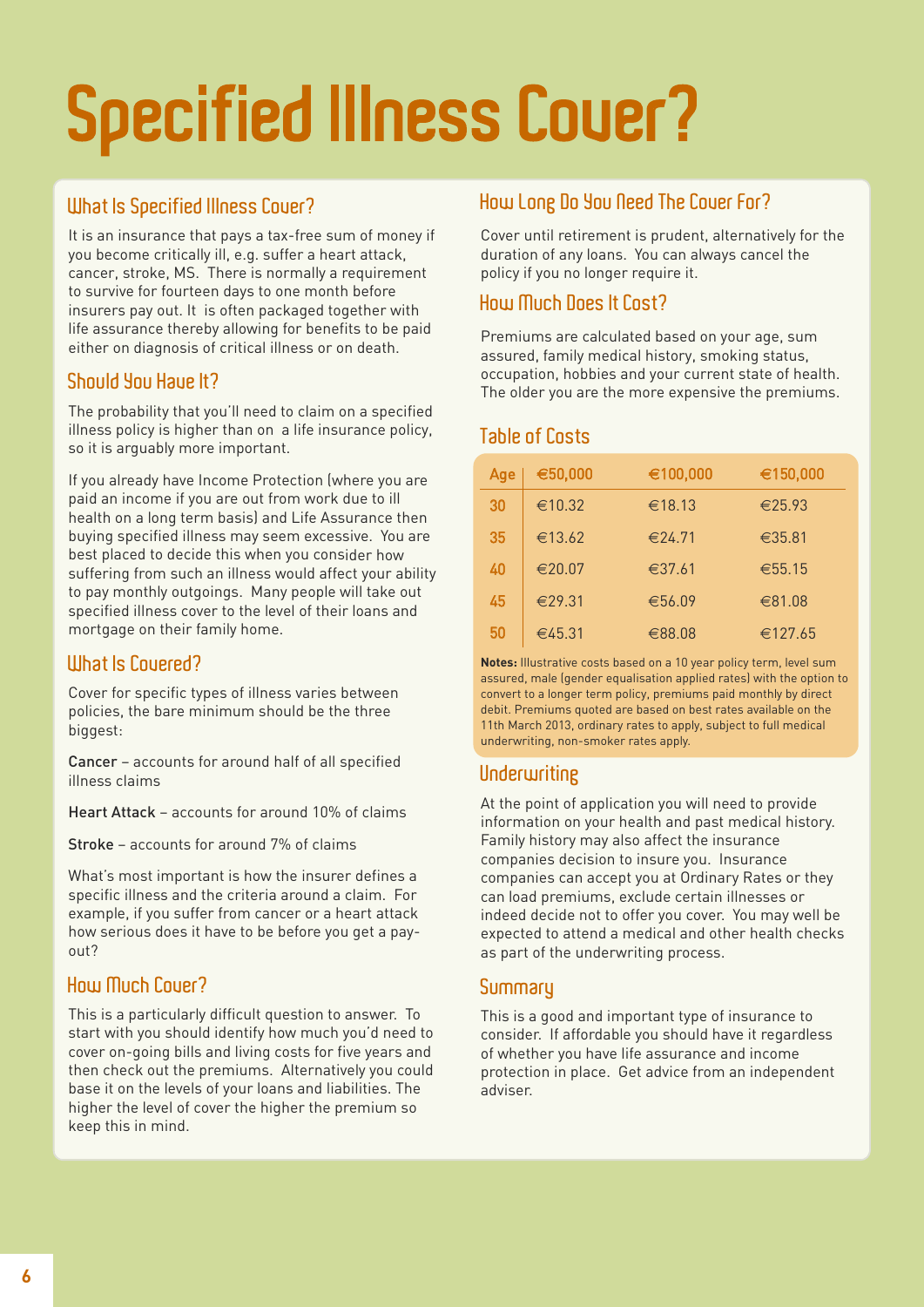# Specified Illness Cover?

## What Is Specified Illness Cover?

It is an insurance that pays a tax-free sum of money if you become critically ill, e.g. suffer a heart attack, cancer, stroke, MS. There is normally a requirement to survive for fourteen days to one month before insurers pay out. It is often packaged together with life assurance thereby allowing for benefits to be paid either on diagnosis of critical illness or on death.

## Should You Have It?

The probability that you'll need to claim on a specified illness policy is higher than on a life insurance policy, so it is arguably more important.

If you already have Income Protection (where you are paid an income if you are out from work due to ill health on a long term basis) and Life Assurance then buying specified illness may seem excessive. You are best placed to decide this when you consider how suffering from such an illness would affect your ability to pay monthly outgoings. Many people will take out specified illness cover to the level of their loans and mortgage on their family home.

## What Is Covered?

Cover for specific types of illness varies between policies, the bare minimum should be the three biggest:

Cancer – accounts for around half of all specified illness claims

Heart Attack – accounts for around 10% of claims

Stroke – accounts for around 7% of claims

What's most important is how the insurer defines a specific illness and the criteria around a claim. For example, if you suffer from cancer or a heart attack how serious does it have to be before you get a pay-out?

## How Much Cover?

This is a particularly difficult question to answer. To start with you should identify how much you'd need to cover on-going bills and living costs for five years and then check out the premiums. Alternatively you could base it on the levels of your loans and liabilities. The higher the level of cover the higher the premium so keep this in mind.

## How Long Do You Need The Cover For?

Cover until retirement is prudent, alternatively for the duration of any loans. You can always cancel the policy if you no longer require it.

## How Much Does It Cost?

Premiums are calculated based on your age, sum assured, family medical history, smoking status, occupation, hobbies and your current state of health. The older you are the more expensive the premiums.

## Table of Costs

| Age | €50,000 | €100,000 | €150,000 |
|---|---|---|---|
| 30 | €10.32 | €18.13 | €25.93 |
| 35 | €13.62 | €24.71 | €35.81 |
| 40 | €20.07 | €37.61 | €55.15 |
| 45 | €29.31 | €56.09 | €81.08 |
| 50 | €45.31 | €88.08 | €127.65 |

**Notes:** Illustrative costs based on a 10 year policy term, level sum assured, male (gender equalisation applied rates) with the option to convert to a longer term policy, premiums paid monthly by direct debit. Premiums quoted are based on best rates available on the 11th March 2013, ordinary rates to apply, subject to full medical underwriting, non-smoker rates apply.

## Underwriting

At the point of application you will need to provide information on your health and past medical history. Family history may also affect the insurance companies decision to insure you. Insurance companies can accept you at Ordinary Rates or they can load premiums, exclude certain illnesses or indeed decide not to offer you cover. You may well be expected to attend a medical and other health checks as part of the underwriting process.

## Summary

This is a good and important type of insurance to consider. If affordable you should have it regardless of whether you have life assurance and income protection in place. Get advice from an independent adviser.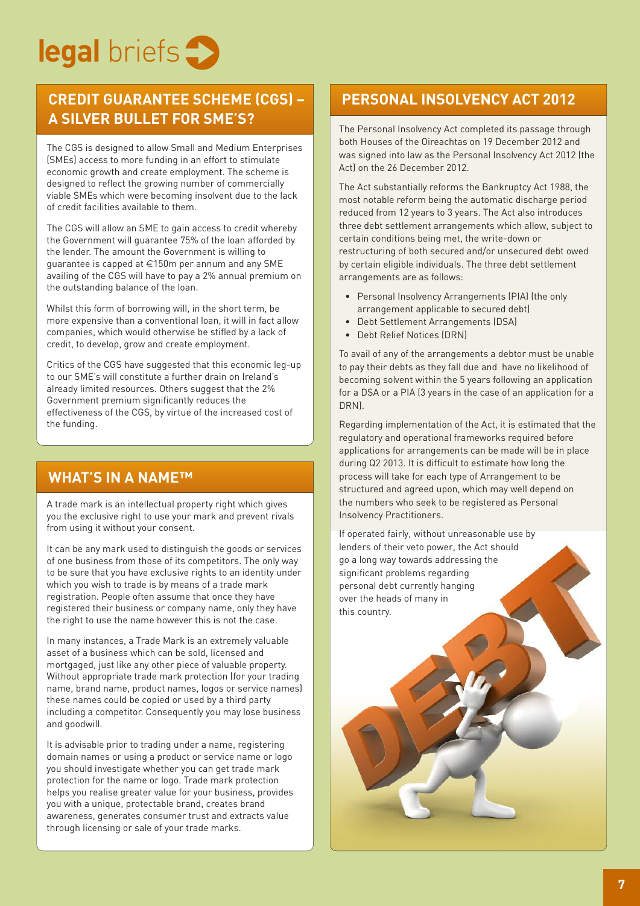# legal briefs

## CREDIT GUARANTEE SCHEME (CGS) – A SILVER BULLET FOR SME'S?

The CGS is designed to allow Small and Medium Enterprises (SMEs) access to more funding in an effort to stimulate economic growth and create employment. The scheme is designed to reflect the growing number of commercially viable SMEs which were becoming insolvent due to the lack of credit facilities available to them.

The CGS will allow an SME to gain access to credit whereby the Government will guarantee 75% of the loan afforded by the lender. The amount the Government is willing to guarantee is capped at €150m per annum and any SME availing of the CGS will have to pay a 2% annual premium on the outstanding balance of the loan.

Whilst this form of borrowing will, in the short term, be more expensive than a conventional loan, it will in fact allow companies, which would otherwise be stifled by a lack of credit, to develop, grow and create employment.

Critics of the CGS have suggested that this economic leg-up to our SME's will constitute a further drain on Ireland's already limited resources. Others suggest that the 2% Government premium significantly reduces the effectiveness of the CGS, by virtue of the increased cost of the funding.

## WHAT'S IN A NAME™

A trade mark is an intellectual property right which gives you the exclusive right to use your mark and prevent rivals from using it without your consent.

It can be any mark used to distinguish the goods or services of one business from those of its competitors. The only way to be sure that you have exclusive rights to an identity under which you wish to trade is by means of a trade mark registration. People often assume that once they have registered their business or company name, only they have the right to use the name however this is not the case.

In many instances, a Trade Mark is an extremely valuable asset of a business which can be sold, licensed and mortgaged, just like any other piece of valuable property. Without appropriate trade mark protection (for your trading name, brand name, product names, logos or service names) these names could be copied or used by a third party including a competitor. Consequently you may lose business and goodwill.

It is advisable prior to trading under a name, registering domain names or using a product or service name or logo you should investigate whether you can get trade mark protection for the name or logo. Trade mark protection helps you realise greater value for your business, provides you with a unique, protectable brand, creates brand awareness, generates consumer trust and extracts value through licensing or sale of your trade marks.

## PERSONAL INSOLVENCY ACT 2012

The Personal Insolvency Act completed its passage through both Houses of the Oireachtas on 19 December 2012 and was signed into law as the Personal Insolvency Act 2012 (the Act) on the 26 December 2012.

The Act substantially reforms the Bankruptcy Act 1988, the most notable reform being the automatic discharge period reduced from 12 years to 3 years. The Act also introduces three debt settlement arrangements which allow, subject to certain conditions being met, the write-down or restructuring of both secured and/or unsecured debt owed by certain eligible individuals. The three debt settlement arrangements are as follows:

- Personal Insolvency Arrangements (PIA) (the only arrangement applicable to secured debt)
- Debt Settlement Arrangements (DSA)
- Debt Relief Notices (DRN)

To avail of any of the arrangements a debtor must be unable to pay their debts as they fall due and have no likelihood of becoming solvent within the 5 years following an application for a DSA or a PIA (3 years in the case of an application for a DRN).

Regarding implementation of the Act, it is estimated that the regulatory and operational frameworks required before applications for arrangements can be made will be in place during Q2 2013. It is difficult to estimate how long the process will take for each type of Arrangement to be structured and agreed upon, which may well depend on the numbers who seek to be registered as Personal Insolvency Practitioners.

If operated fairly, without unreasonable use by lenders of their veto power, the Act should go a long way towards addressing the significant problems regarding personal debt currently hanging over the heads of many in this country.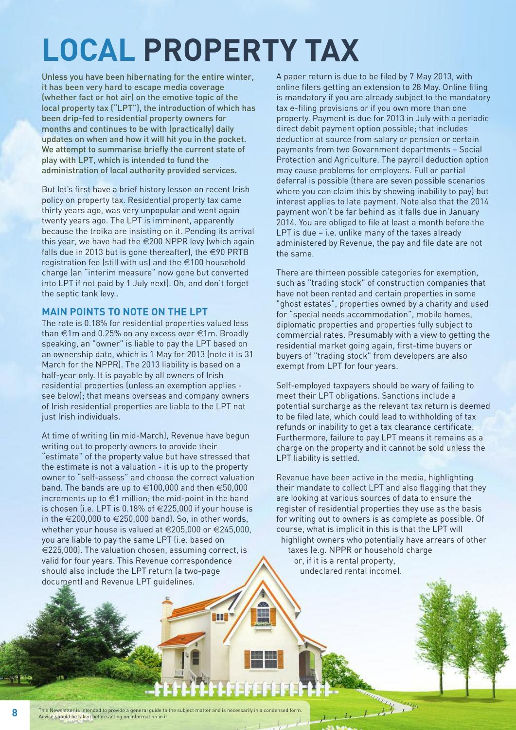# LOCAL PROPERTY TAX

Unless you have been hibernating for the entire winter, it has been very hard to escape media coverage (whether fact or hot air) on the emotive topic of the local property tax ("LPT"), the introduction of which has been drip-fed to residential property owners for months and continues to be with (practically) daily updates on when and how it will hit you in the pocket. We attempt to summarise briefly the current state of play with LPT, which is intended to fund the administration of local authority provided services.

But let's first have a brief history lesson on recent Irish policy on property tax. Residential property tax came thirty years ago, was very unpopular and went again twenty years ago. The LPT is imminent, apparently because the troika are insisting on it. Pending its arrival this year, we have had the €200 NPPR levy (which again falls due in 2013 but is gone thereafter), the €90 PRTB registration fee (still with us) and the €100 household charge (an "interim measure" now gone but converted into LPT if not paid by 1 July next). Oh, and don't forget the septic tank levy..

## MAIN POINTS TO NOTE ON THE LPT

The rate is 0.18% for residential properties valued less than €1m and 0.25% on any excess over €1m. Broadly speaking, an "owner" is liable to pay the LPT based on an ownership date, which is 1 May for 2013 (note it is 31 March for the NPPR). The 2013 liability is based on a half-year only. It is payable by all owners of Irish residential properties (unless an exemption applies - see below); that means overseas and company owners of Irish residential properties are liable to the LPT not just Irish individuals.

At time of writing (in mid-March), Revenue have begun writing out to property owners to provide their "estimate" of the property value but have stressed that the estimate is not a valuation - it is up to the property owner to "self-assess" and choose the correct valuation band. The bands are up to €100,000 and then €50,000 increments up to €1 million; the mid-point in the band is chosen (i.e. LPT is 0.18% of €225,000 if your house is in the €200,000 to €250,000 band). So, in other words, whether your house is valued at €205,000 or €245,000, you are liable to pay the same LPT (i.e. based on €225,000). The valuation chosen, assuming correct, is valid for four years. This Revenue correspondence should also include the LPT return (a two-page document) and Revenue LPT guidelines.

A paper return is due to be filed by 7 May 2013, with online filers getting an extension to 28 May. Online filing is mandatory if you are already subject to the mandatory tax e-filing provisions or if you own more than one property. Payment is due for 2013 in July with a periodic direct debit payment option possible; that includes deduction at source from salary or pension or certain payments from two Government departments – Social Protection and Agriculture. The payroll deduction option may cause problems for employers. Full or partial deferral is possible (there are seven possible scenarios where you can claim this by showing inability to pay) but interest applies to late payment. Note also that the 2014 payment won't be far behind as it falls due in January 2014. You are obliged to file at least a month before the LPT is due – i.e. unlike many of the taxes already administered by Revenue, the pay and file date are not the same.

There are thirteen possible categories for exemption, such as "trading stock" of construction companies that have not been rented and certain properties in some "ghost estates", properties owned by a charity and used for "special needs accommodation", mobile homes, diplomatic properties and properties fully subject to commercial rates. Presumably with a view to getting the residential market going again, first-time buyers or buyers of "trading stock" from developers are also exempt from LPT for four years.

Self-employed taxpayers should be wary of failing to meet their LPT obligations. Sanctions include a potential surcharge as the relevant tax return is deemed to be filed late, which could lead to withholding of tax refunds or inability to get a tax clearance certificate. Furthermore, failure to pay LPT means it remains as a charge on the property and it cannot be sold unless the LPT liability is settled.

Revenue have been active in the media, highlighting their mandate to collect LPT and also flagging that they are looking at various sources of data to ensure the register of residential properties they use as the basis for writing out to owners is as complete as possible. Of course, what is implicit in this is that the LPT will highlight owners who potentially have arrears of other taxes (e.g. NPPR or household charge or, if it is a rental property, undeclared rental income).

This Newsletter is intended to provide a general guide to the subject matter and is necessarily in a condensed form. Advice should be taken before acting on information in it.